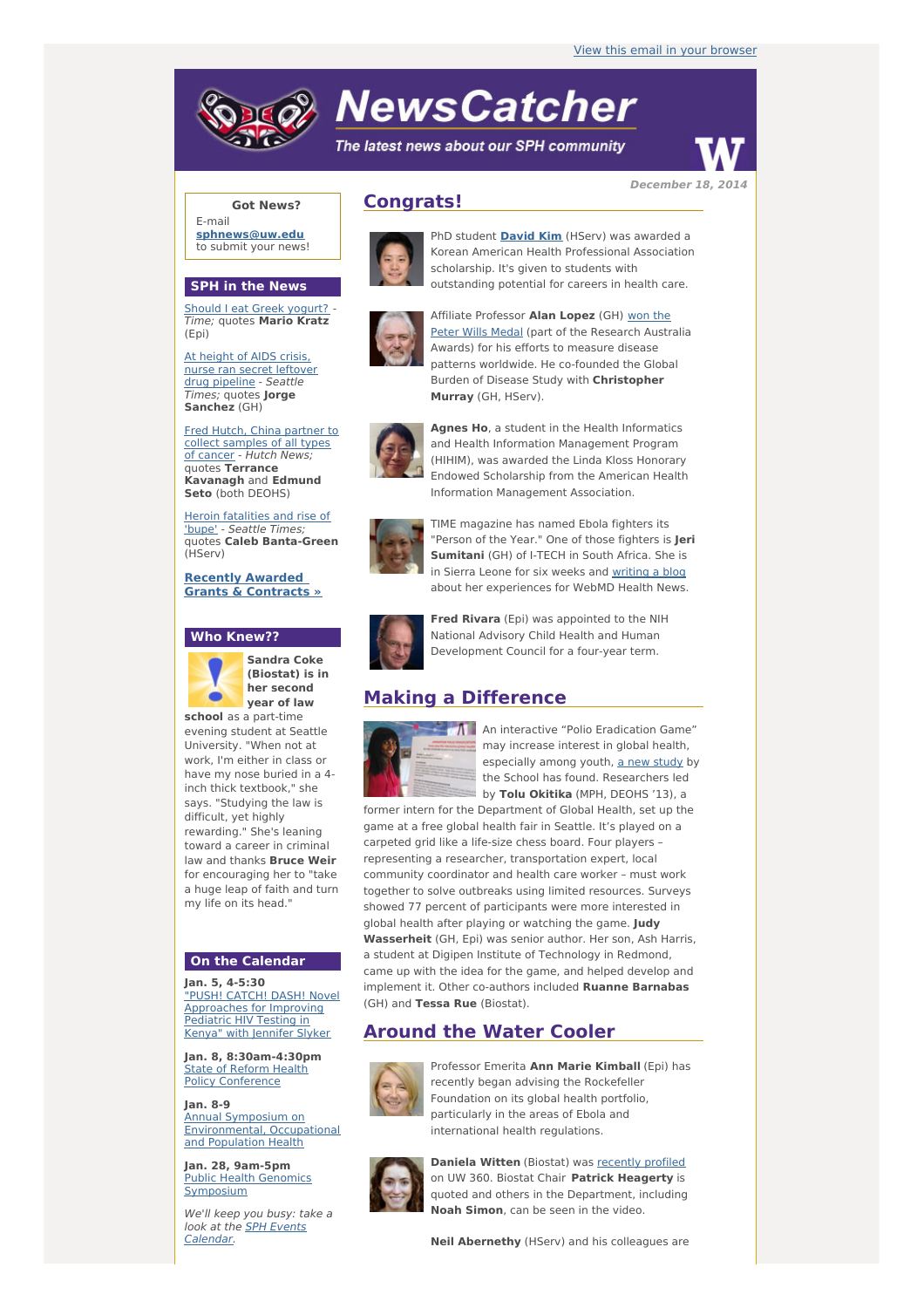View this email in your browser

# NewsCatcher

*The latest news about our SPH community*

*December 18, 2014*

## Congrats!

PhD student **David Kim** (HServ) was awarded a Korean American Health Professional Association scholarship. It's given to students with outstanding potential for careers in health care.

Affiliate Professor **Alan Lopez** (GH) won the Peter Wills Medal (part of the Research Australia Awards) for his efforts to measure disease patterns worldwide. He co-founded the Global Burden of Disease Study with **Christopher Murray** (GH, HServ).

**Agnes Ho**, a student in the Health Informatics and Health Information Management Program (HIHIM), was awarded the Linda Kloss Honorary Endowed Scholarship from the American Health Information Management Association.

TIME magazine has named Ebola fighters its "Person of the Year." One of those fighters is **Jeri Sumitani** (GH) of I-TECH in South Africa. She is in Sierra Leone for six weeks and writing a blog about her experiences for WebMD Health News.

**Fred Rivara** (Epi) was appointed to the NIH National Advisory Child Health and Human Development Council for a four-year term.

## Making a Difference

An interactive "Polio Eradication Game" may increase interest in global health, especially among youth, a new study by the School has found. Researchers led by **Tolu Okitika** (MPH, DEOHS '13), a former intern for the Department of Global Health, set up the game at a free global health fair in Seattle. It's played on a carpeted grid like a life-size chess board. Four players – representing a researcher, transportation expert, local community coordinator and health care worker – must work together to solve outbreaks using limited resources. Surveys showed 77 percent of participants were more interested in global health after playing or watching the game. **Judy Wasserheit** (GH, Epi) was senior author. Her son, Ash Harris, a student at Digipen Institute of Technology in Redmond, came up with the idea for the game, and helped develop and implement it. Other co-authors included **Ruanne Barnabas** (GH) and **Tessa Rue** (Biostat).

## Around the Water Cooler

Professor Emerita **Ann Marie Kimball** (Epi) has recently began advising the Rockefeller Foundation on its global health portfolio, particularly in the areas of Ebola and international health regulations.

**Daniela Witten** (Biostat) was recently profiled on UW 360. Biostat Chair **Patrick Heagerty** is quoted and others in the Department, including **Noah Simon**, can be seen in the video.

**Neil Abernethy** (HServ) and his colleagues are

---

**Got News?**
E-mail **sphnews@uw.edu** to submit your news!

### SPH in the News

Should I eat Greek yogurt? - *Time;* quotes **Mario Kratz** (Epi)

At height of AIDS crisis, nurse ran secret leftover drug pipeline - *Seattle Times;* quotes **Jorge Sanchez** (GH)

Fred Hutch, China partner to collect samples of all types of cancer - *Hutch News;* quotes **Terrance Kavanagh** and **Edmund Seto** (both DEOHS)

Heroin fatalities and rise of 'bupe' - *Seattle Times;* quotes **Caleb Banta-Green** (HServ)

**Recently Awarded Grants & Contracts »**

### Who Knew??

**Sandra Coke (Biostat) is in her second year of law school** as a part-time evening student at Seattle University. "When not at work, I'm either in class or have my nose buried in a 4-inch thick textbook," she says. "Studying the law is difficult, yet highly rewarding." She's leaning toward a career in criminal law and thanks **Bruce Weir** for encouraging her to "take a huge leap of faith and turn my life on its head."

### On the Calendar

**Jan. 5, 4-5:30**
"PUSH! CATCH! DASH! Novel Approaches for Improving Pediatric HIV Testing in Kenya" with Jennifer Slyker

**Jan. 8, 8:30am-4:30pm**
State of Reform Health Policy Conference

**Jan. 8-9**
Annual Symposium on Environmental, Occupational and Population Health

**Jan. 28, 9am-5pm**
Public Health Genomics Symposium

*We'll keep you busy: take a look at the SPH Events Calendar.*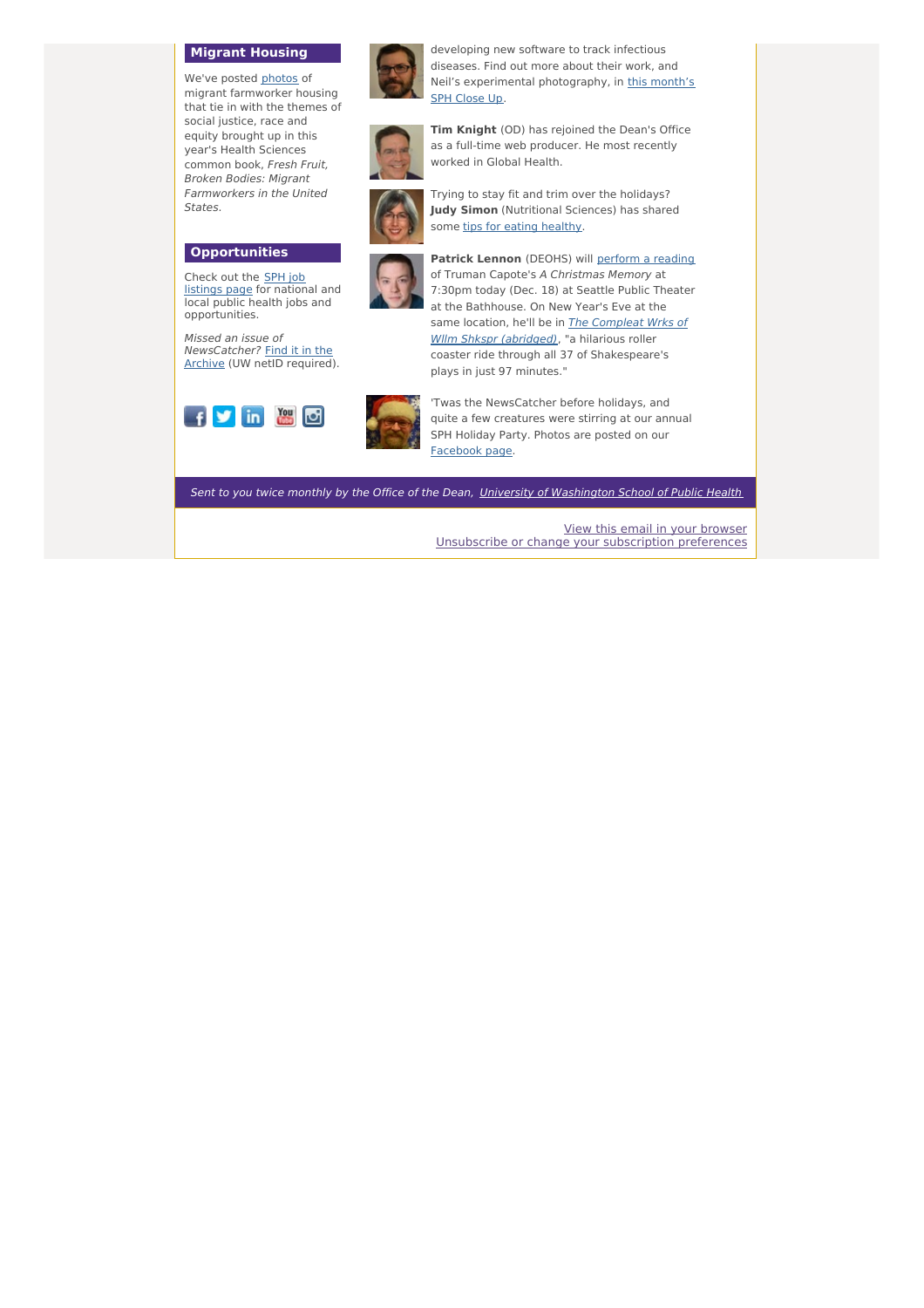## Migrant Housing

We've posted photos of migrant farmworker housing that tie in with the themes of social justice, race and equity brought up in this year's Health Sciences common book, *Fresh Fruit, Broken Bodies: Migrant Farmworkers in the United States*.

## Opportunities

Check out the SPH job listings page for national and local public health jobs and opportunities.

*Missed an issue of NewsCatcher?* Find it in the Archive (UW netID required).

developing new software to track infectious diseases. Find out more about their work, and Neil's experimental photography, in this month's SPH Close Up.

**Tim Knight** (OD) has rejoined the Dean's Office as a full-time web producer. He most recently worked in Global Health.

Trying to stay fit and trim over the holidays? **Judy Simon** (Nutritional Sciences) has shared some tips for eating healthy.

**Patrick Lennon** (DEOHS) will perform a reading of Truman Capote's *A Christmas Memory* at 7:30pm today (Dec. 18) at Seattle Public Theater at the Bathhouse. On New Year's Eve at the same location, he'll be in *The Compleat Wrks of Wllm Shkspr (abridged)*, "a hilarious roller coaster ride through all 37 of Shakespeare's plays in just 97 minutes."

'Twas the NewsCatcher before holidays, and quite a few creatures were stirring at our annual SPH Holiday Party. Photos are posted on our Facebook page.

*Sent to you twice monthly by the Office of the Dean, University of Washington School of Public Health*

View this email in your browser
Unsubscribe or change your subscription preferences